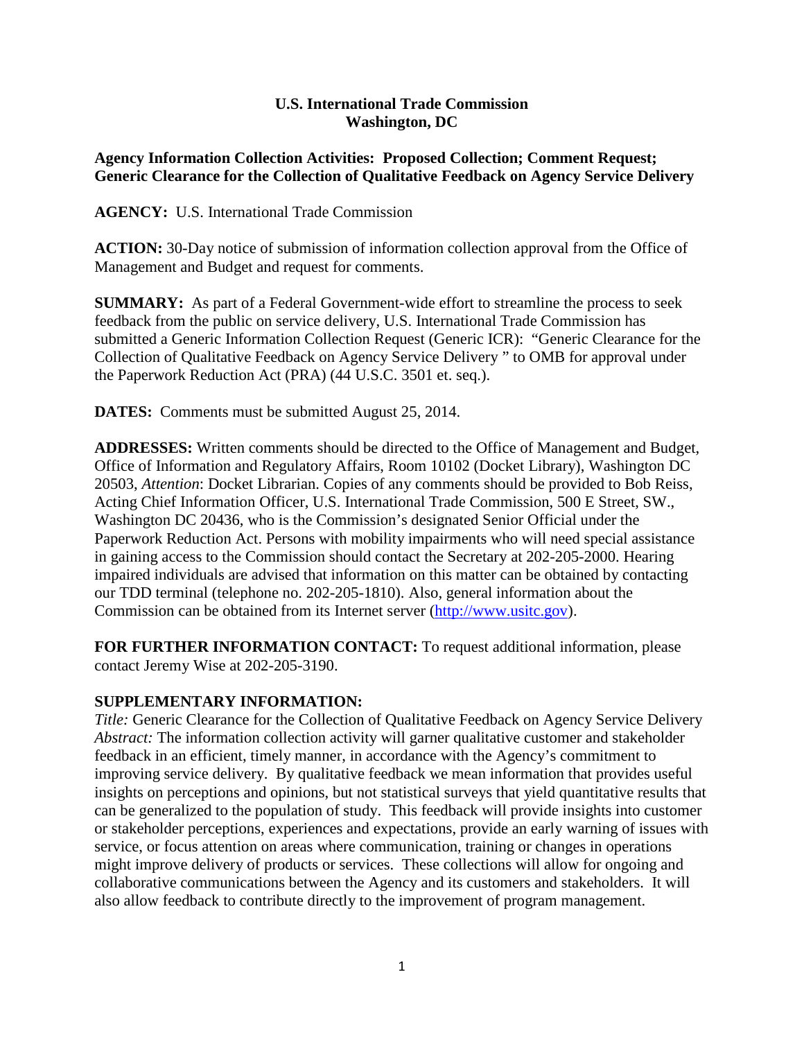**U.S. International Trade Commission**
**Washington, DC**

**Agency Information Collection Activities: Proposed Collection; Comment Request; Generic Clearance for the Collection of Qualitative Feedback on Agency Service Delivery**

**AGENCY:** U.S. International Trade Commission

**ACTION:** 30-Day notice of submission of information collection approval from the Office of Management and Budget and request for comments.

**SUMMARY:** As part of a Federal Government-wide effort to streamline the process to seek feedback from the public on service delivery, U.S. International Trade Commission has submitted a Generic Information Collection Request (Generic ICR): "Generic Clearance for the Collection of Qualitative Feedback on Agency Service Delivery " to OMB for approval under the Paperwork Reduction Act (PRA) (44 U.S.C. 3501 et. seq.).

**DATES:** Comments must be submitted August 25, 2014.

**ADDRESSES:** Written comments should be directed to the Office of Management and Budget, Office of Information and Regulatory Affairs, Room 10102 (Docket Library), Washington DC 20503, *Attention*: Docket Librarian. Copies of any comments should be provided to Bob Reiss, Acting Chief Information Officer, U.S. International Trade Commission, 500 E Street, SW., Washington DC 20436, who is the Commission's designated Senior Official under the Paperwork Reduction Act. Persons with mobility impairments who will need special assistance in gaining access to the Commission should contact the Secretary at 202-205-2000. Hearing impaired individuals are advised that information on this matter can be obtained by contacting our TDD terminal (telephone no. 202-205-1810). Also, general information about the Commission can be obtained from its Internet server (http://www.usitc.gov).

**FOR FURTHER INFORMATION CONTACT:** To request additional information, please contact Jeremy Wise at 202-205-3190.

**SUPPLEMENTARY INFORMATION:**

*Title:* Generic Clearance for the Collection of Qualitative Feedback on Agency Service Delivery

*Abstract:* The information collection activity will garner qualitative customer and stakeholder feedback in an efficient, timely manner, in accordance with the Agency's commitment to improving service delivery. By qualitative feedback we mean information that provides useful insights on perceptions and opinions, but not statistical surveys that yield quantitative results that can be generalized to the population of study. This feedback will provide insights into customer or stakeholder perceptions, experiences and expectations, provide an early warning of issues with service, or focus attention on areas where communication, training or changes in operations might improve delivery of products or services. These collections will allow for ongoing and collaborative communications between the Agency and its customers and stakeholders. It will also allow feedback to contribute directly to the improvement of program management.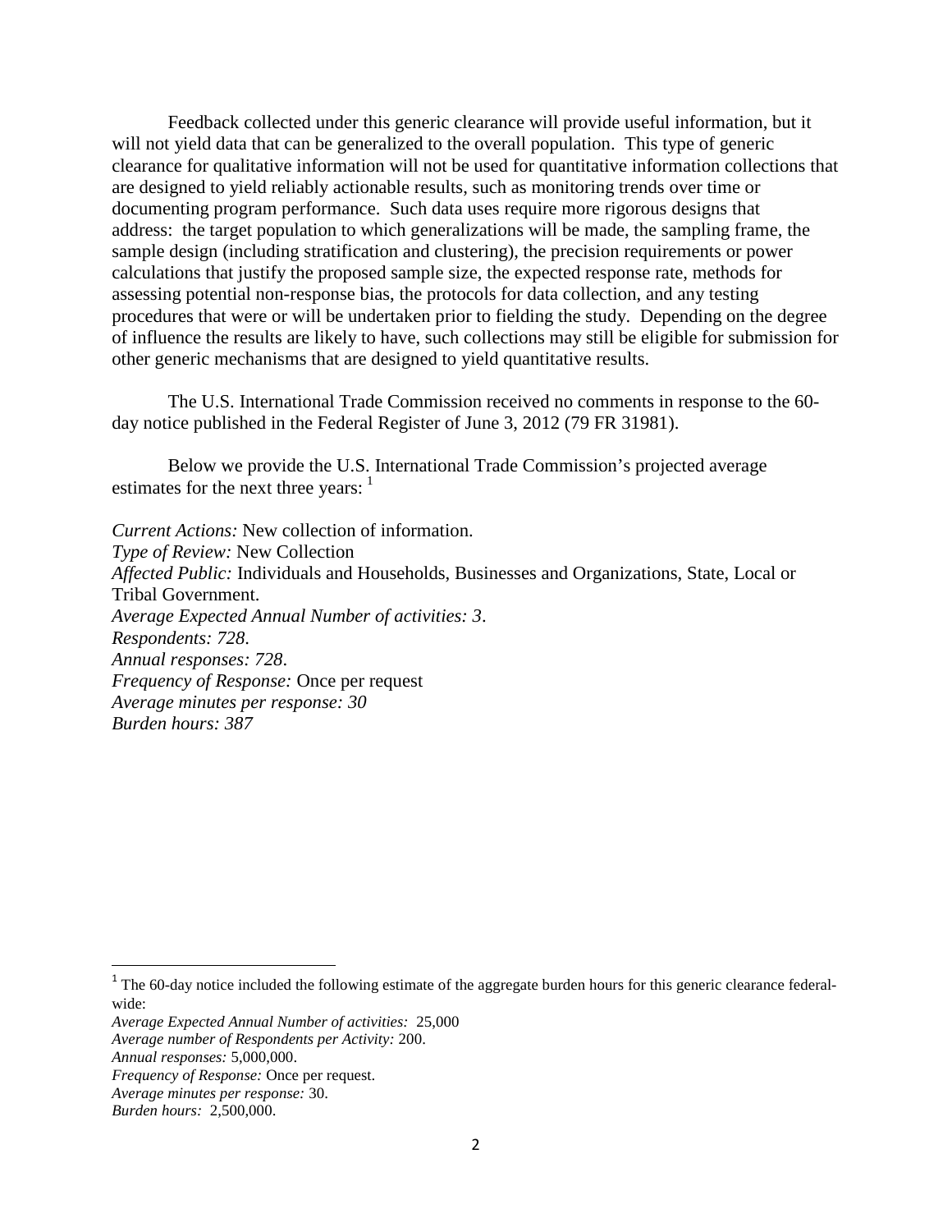Feedback collected under this generic clearance will provide useful information, but it will not yield data that can be generalized to the overall population. This type of generic clearance for qualitative information will not be used for quantitative information collections that are designed to yield reliably actionable results, such as monitoring trends over time or documenting program performance. Such data uses require more rigorous designs that address: the target population to which generalizations will be made, the sampling frame, the sample design (including stratification and clustering), the precision requirements or power calculations that justify the proposed sample size, the expected response rate, methods for assessing potential non-response bias, the protocols for data collection, and any testing procedures that were or will be undertaken prior to fielding the study. Depending on the degree of influence the results are likely to have, such collections may still be eligible for submission for other generic mechanisms that are designed to yield quantitative results.

The U.S. International Trade Commission received no comments in response to the 60-day notice published in the Federal Register of June 3, 2012 (79 FR 31981).

Below we provide the U.S. International Trade Commission's projected average estimates for the next three years: [1]

*Current Actions:* New collection of information.
*Type of Review:* New Collection
*Affected Public:* Individuals and Households, Businesses and Organizations, State, Local or Tribal Government.
*Average Expected Annual Number of activities: 3*.
*Respondents: 728*.
*Annual responses: 728*.
*Frequency of Response:* Once per request
*Average minutes per response: 30*
*Burden hours: 387*

---

[1] The 60-day notice included the following estimate of the aggregate burden hours for this generic clearance federal-wide:

*Average Expected Annual Number of activities:* 25,000
*Average number of Respondents per Activity:* 200.
*Annual responses:* 5,000,000.
*Frequency of Response:* Once per request.
*Average minutes per response:* 30.
*Burden hours:* 2,500,000.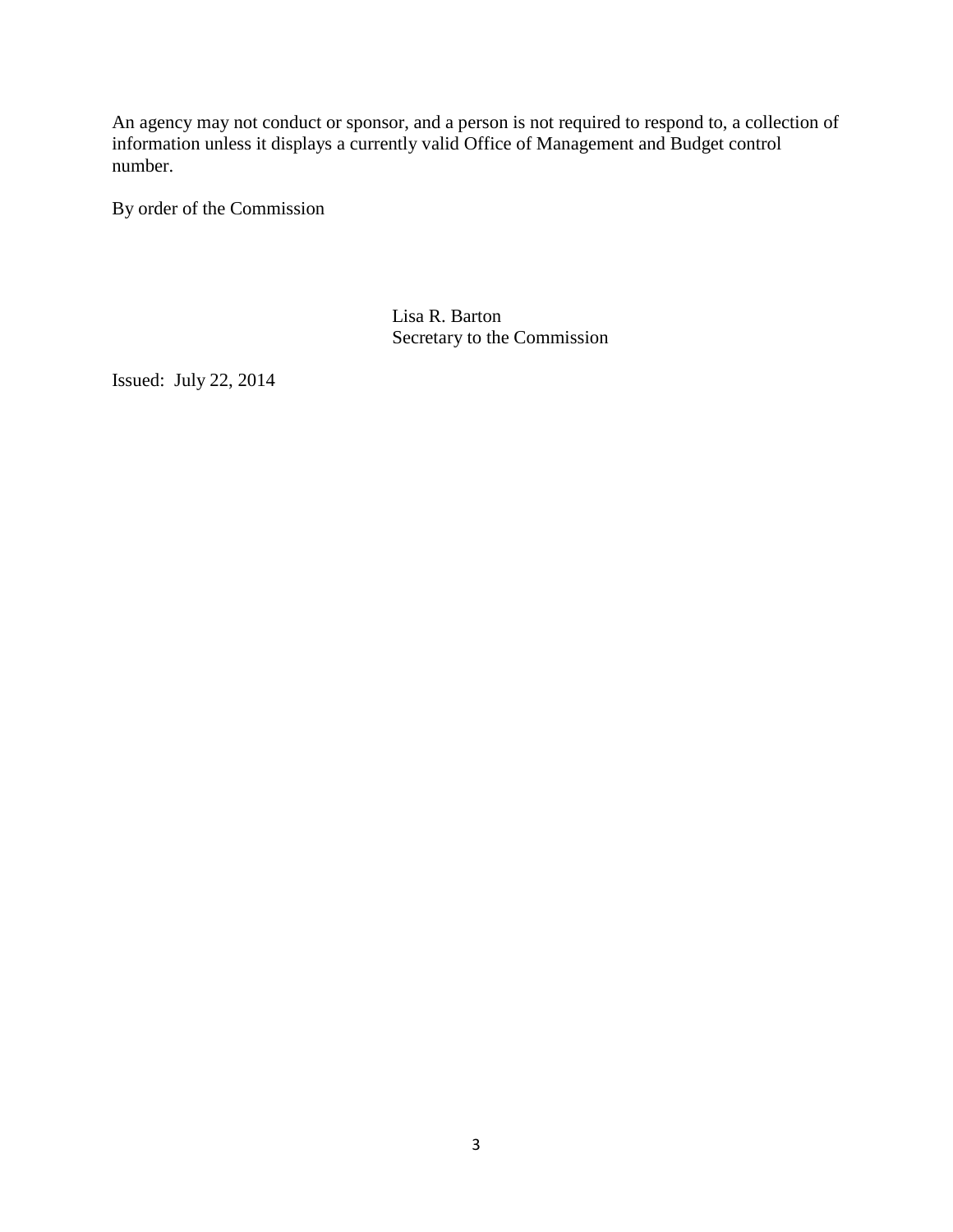An agency may not conduct or sponsor, and a person is not required to respond to, a collection of information unless it displays a currently valid Office of Management and Budget control number.

By order of the Commission

Lisa R. Barton
Secretary to the Commission

Issued: July 22, 2014